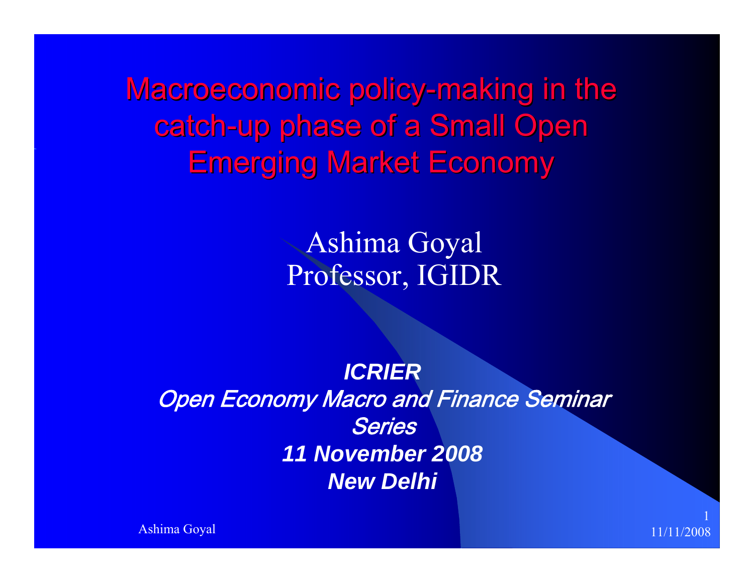# Macroeconomic policy-making in the catch-up phase of a Small Open Emerging Market Economy

Ashima Goyal
Professor, IGIDR

***ICRIER***
*Open Economy Macro and Finance Seminar Series*
***11 November 2008***
***New Delhi***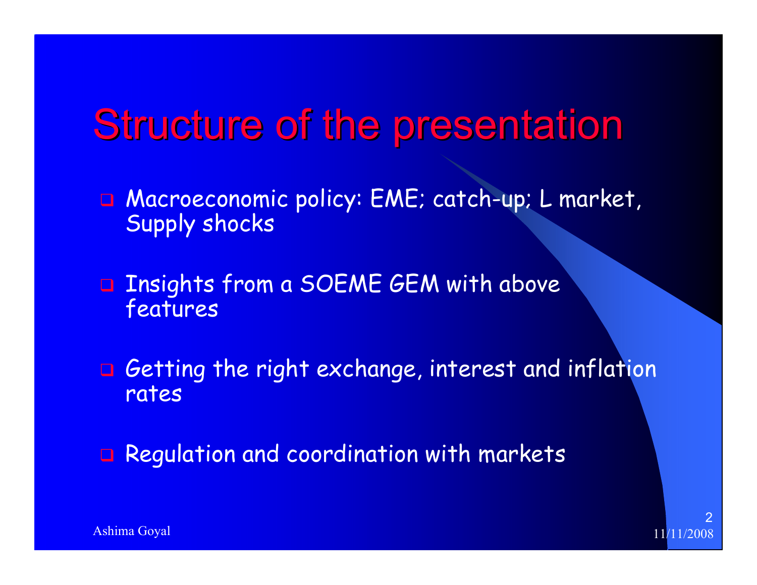# Structure of the presentation

- Macroeconomic policy: EME; catch-up; L market, Supply shocks
- Insights from a SOEME GEM with above features
- Getting the right exchange, interest and inflation rates
- Regulation and coordination with markets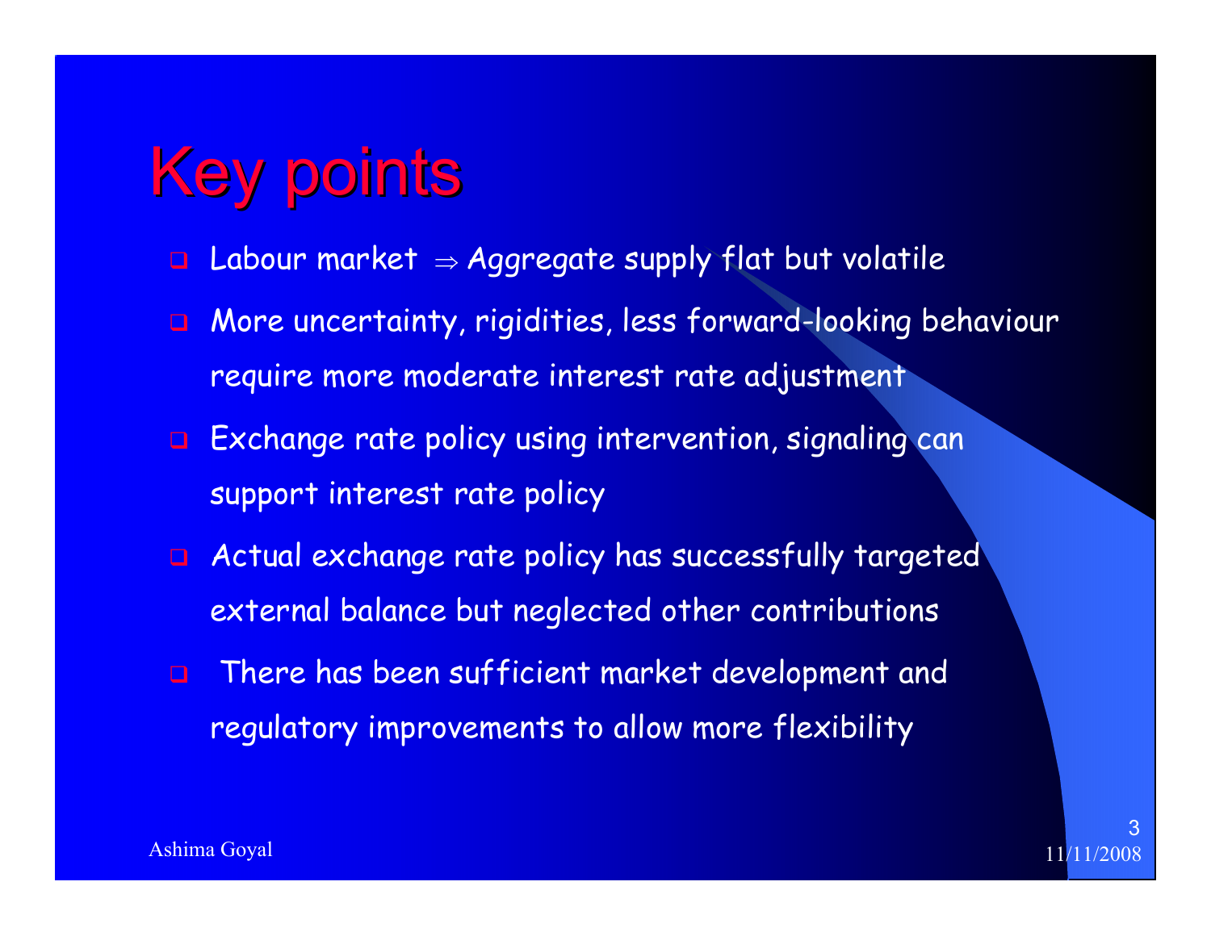# Key points

- Labour market $\Rightarrow$ Aggregate supply flat but volatile
- More uncertainty, rigidities, less forward-looking behaviour require more moderate interest rate adjustment
- Exchange rate policy using intervention, signaling can support interest rate policy
- Actual exchange rate policy has successfully targeted external balance but neglected other contributions
- There has been sufficient market development and regulatory improvements to allow more flexibility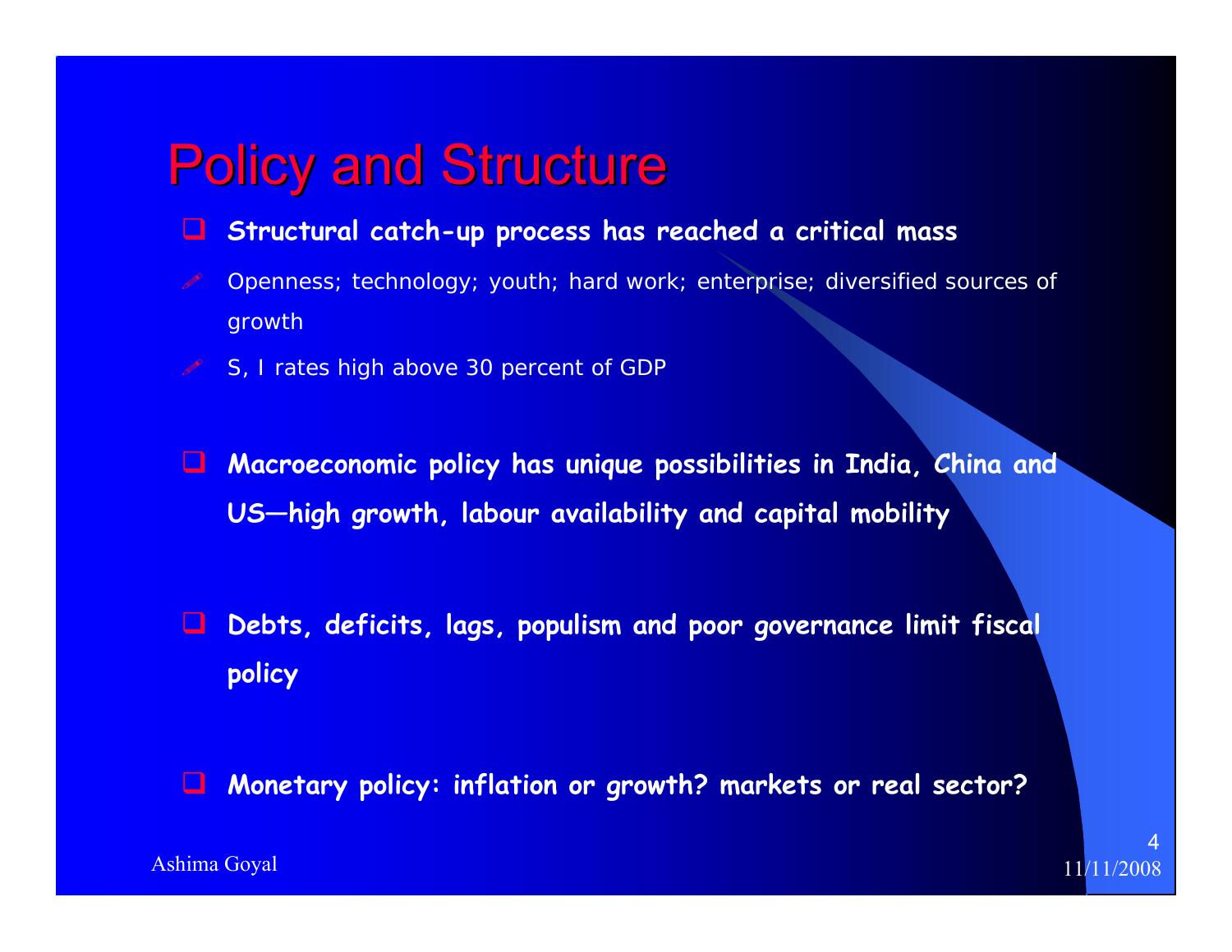# Policy and Structure

- **Structural catch-up process has reached a critical mass**
  - Openness; technology; youth; hard work; enterprise; diversified sources of growth
  - S, I rates high above 30 percent of GDP

- **Macroeconomic policy has unique possibilities in India, China and US—high growth, labour availability and capital mobility**

- **Debts, deficits, lags, populism and poor governance limit fiscal policy**

- **Monetary policy: inflation or growth? markets or real sector?**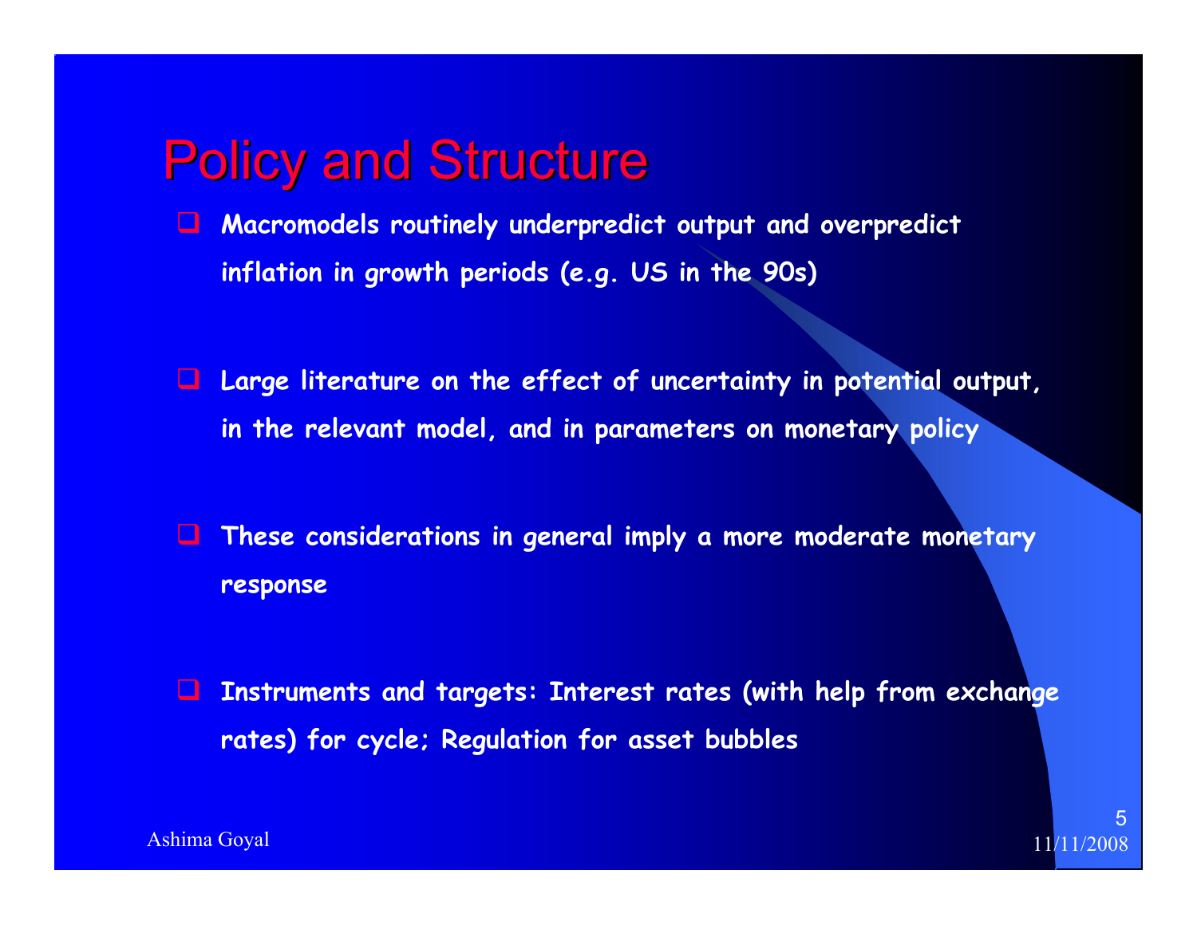# Policy and Structure

- Macromodels routinely underpredict output and overpredict inflation in growth periods (e.g. US in the 90s)
- Large literature on the effect of uncertainty in potential output, in the relevant model, and in parameters on monetary policy
- These considerations in general imply a more moderate monetary response
- Instruments and targets: Interest rates (with help from exchange rates) for cycle; Regulation for asset bubbles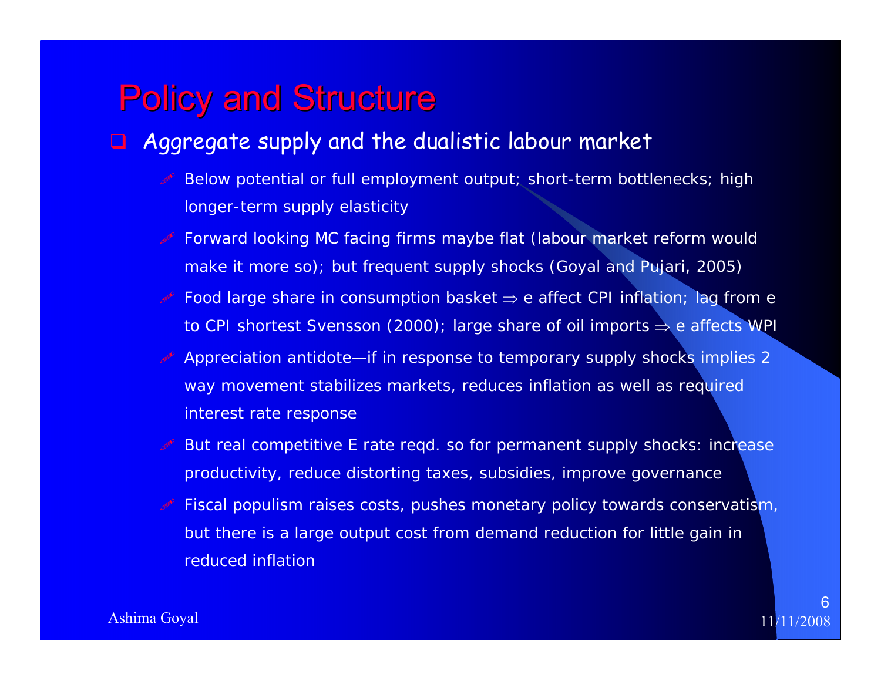# Policy and Structure

- Aggregate supply and the dualistic labour market
  - Below potential or full employment output; short-term bottlenecks; high longer-term supply elasticity
  - Forward looking MC facing firms maybe flat (labour market reform would make it more so); but frequent supply shocks (Goyal and Pujari, 2005)
  - Food large share in consumption basket ⇒ e affect CPI inflation; lag from e to CPI shortest Svensson (2000); large share of oil imports ⇒ e affects WPI
  - Appreciation antidote—if in response to temporary supply shocks implies 2 way movement stabilizes markets, reduces inflation as well as required interest rate response
  - But real competitive E rate reqd. so for permanent supply shocks: increase productivity, reduce distorting taxes, subsidies, improve governance
  - Fiscal populism raises costs, pushes monetary policy towards conservatism, but there is a large output cost from demand reduction for little gain in reduced inflation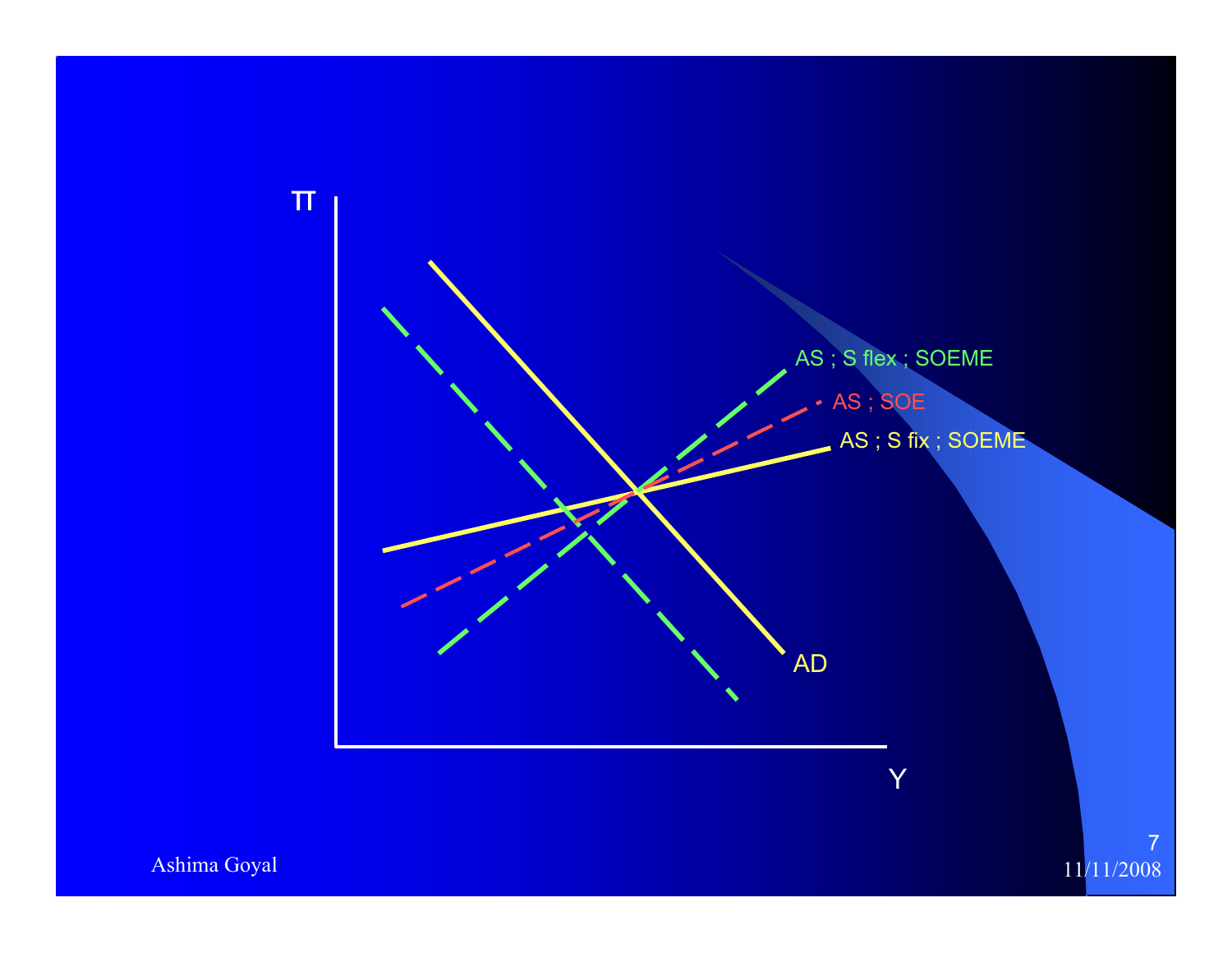π

AS ; S flex ; SOEME

AS ; SOE

AS ; S fix ; SOEME

AD

Y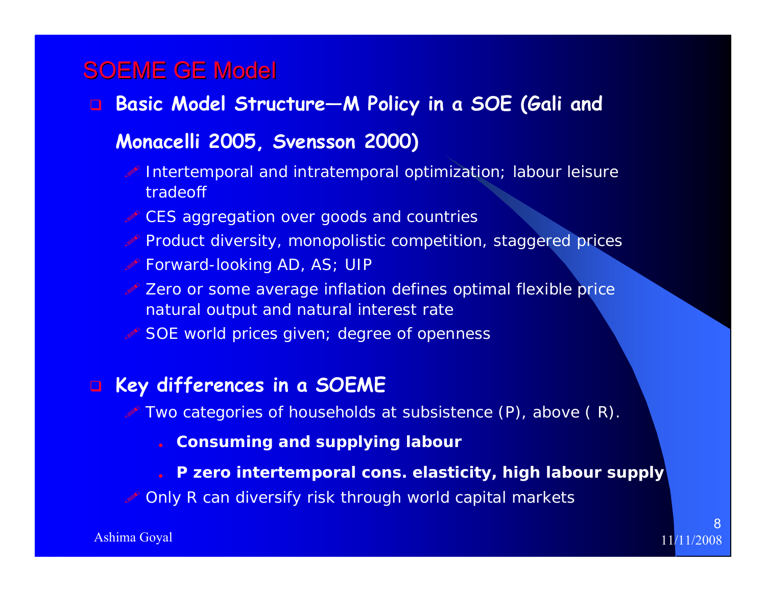# SOEME GE Model

- **Basic Model Structure—M Policy in a SOE (Gali and Monacelli 2005, Svensson 2000)**
  - Intertemporal and intratemporal optimization; labour leisure tradeoff
  - CES aggregation over goods and countries
  - Product diversity, monopolistic competition, staggered prices
  - Forward-looking AD, AS; UIP
  - Zero or some average inflation defines optimal flexible price natural output and natural interest rate
  - SOE world prices given; degree of openness

- **Key differences in a SOEME**
  - Two categories of households at subsistence (P), above ( R).
    - **Consuming and supplying labour**
    - **P zero intertemporal cons. elasticity, high labour supply**
  - Only R can diversify risk through world capital markets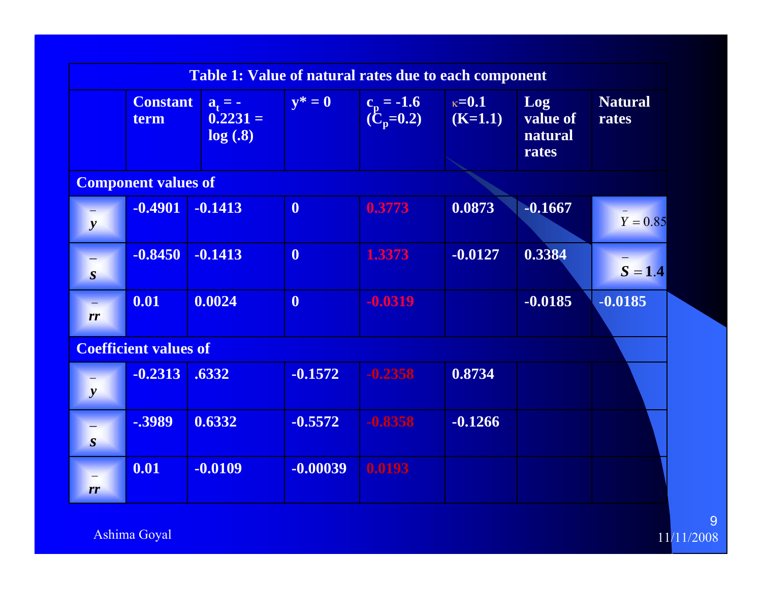**Table 1: Value of natural rates due to each component**

| | Constant term | $a_t$ = -0.2231 = log (.8) | $y^*$ = 0 | $c_p$ = -1.6 ($C_p$=0.2) | $\kappa$=0.1 (K=1.1) | Log value of natural rates | Natural rates |
|---|---|---|---|---|---|---|---|
| **Component values of** | | | | | | | |
| $\bar{y}$ | -0.4901 | -0.1413 | 0 | 0.3773 | 0.0873 | -0.1667 | $\bar{Y} = 0.85$ |
| $\bar{s}$ | -0.8450 | -0.1413 | 0 | 1.3373 | -0.0127 | 0.3384 | $\bar{S} = 1.4$ |
| $\bar{rr}$ | 0.01 | 0.0024 | 0 | -0.0319 | | -0.0185 | -0.0185 |
| **Coefficient values of** | | | | | | | |
| $\bar{y}$ | -0.2313 | .6332 | -0.1572 | -0.2358 | 0.8734 | | |
| $\bar{s}$ | -.3989 | 0.6332 | -0.5572 | -0.8358 | -0.1266 | | |
| $\bar{rr}$ | 0.01 | -0.0109 | -0.00039 | 0.0193 | | | |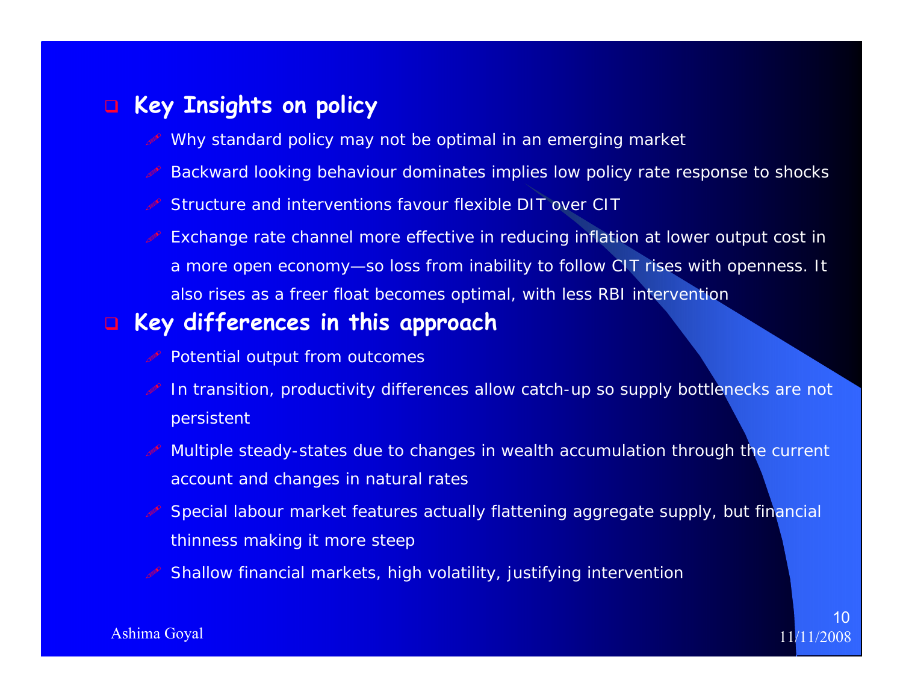- **Key Insights on policy**
  - Why standard policy may not be optimal in an emerging market
  - Backward looking behaviour dominates implies low policy rate response to shocks
  - Structure and interventions favour flexible DIT over CIT
  - Exchange rate channel more effective in reducing inflation at lower output cost in a more open economy—so loss from inability to follow CIT rises with openness. It also rises as a freer float becomes optimal, with less RBI intervention
- **Key differences in this approach**
  - Potential output from outcomes
  - In transition, productivity differences allow catch-up so supply bottlenecks are not persistent
  - Multiple steady-states due to changes in wealth accumulation through the current account and changes in natural rates
  - Special labour market features actually flattening aggregate supply, but financial thinness making it more steep
  - Shallow financial markets, high volatility, justifying intervention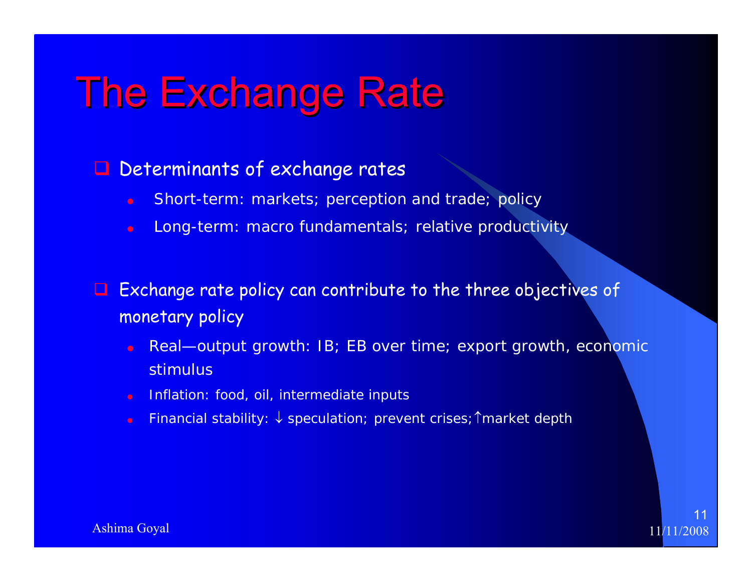# The Exchange Rate

- Determinants of exchange rates
  - Short-term: markets; perception and trade; policy
  - Long-term: macro fundamentals; relative productivity

- Exchange rate policy can contribute to the three objectives of monetary policy
  - Real—output growth: IB; EB over time; export growth, economic stimulus
  - Inflation: food, oil, intermediate inputs
  - Financial stability: ↓ speculation; prevent crises; ↑market depth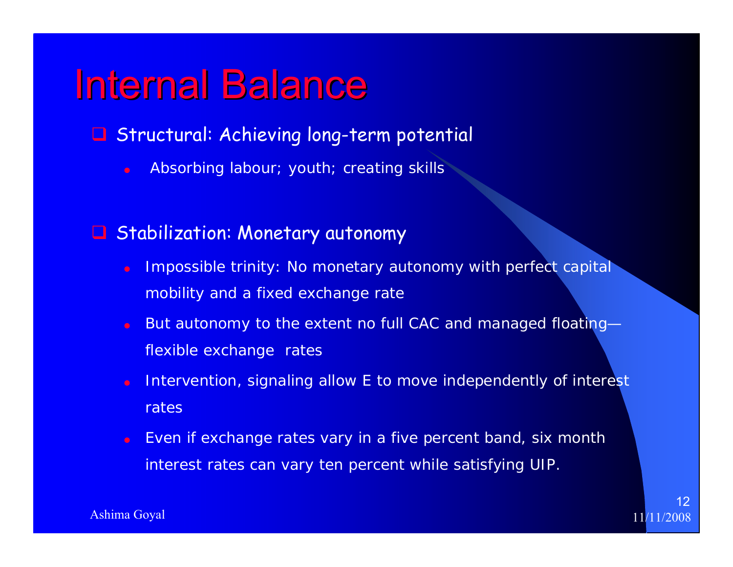# Internal Balance

- Structural: Achieving long-term potential
  - Absorbing labour; youth; creating skills

- Stabilization: Monetary autonomy
  - Impossible trinity: No monetary autonomy with perfect capital mobility and a fixed exchange rate
  - But autonomy to the extent no full CAC and managed floating—flexible exchange rates
  - Intervention, signaling allow E to move independently of interest rates
  - Even if exchange rates vary in a five percent band, six month interest rates can vary ten percent while satisfying UIP.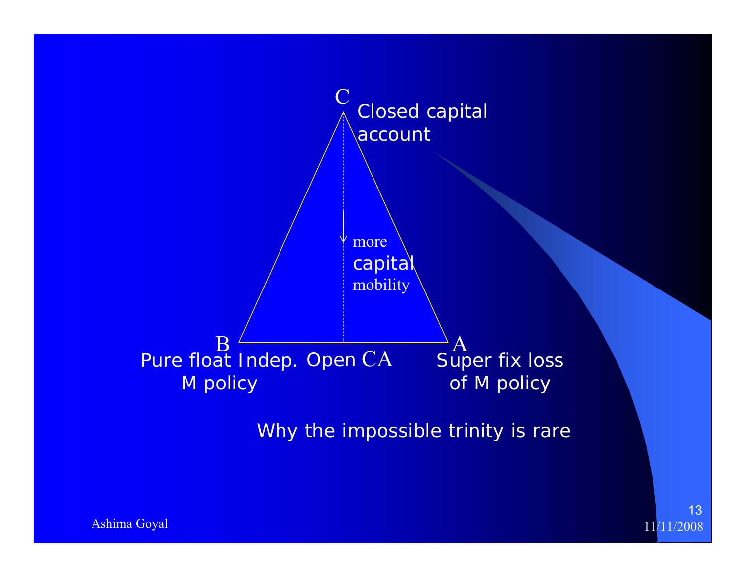C Closed capital account

more capital mobility

B Pure float Indep. M policy

Open CA

A Super fix loss of M policy

Why the impossible trinity is rare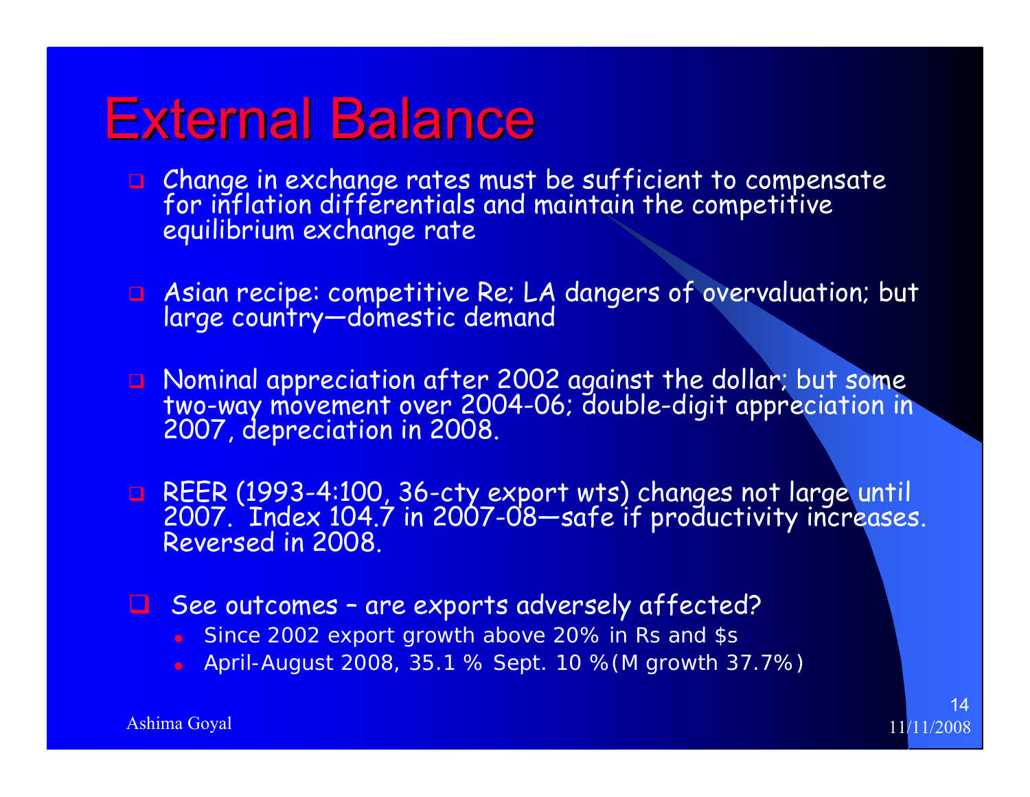# External Balance

- Change in exchange rates must be sufficient to compensate for inflation differentials and maintain the competitive equilibrium exchange rate

- Asian recipe: competitive Re; LA dangers of overvaluation; but large country—domestic demand

- Nominal appreciation after 2002 against the dollar; but some two-way movement over 2004-06; double-digit appreciation in 2007, depreciation in 2008.

- REER (1993-4:100, 36-cty export wts) changes not large until 2007. Index 104.7 in 2007-08—safe if productivity increases. Reversed in 2008.

- See outcomes – are exports adversely affected?
  - Since 2002 export growth above 20% in Rs and $s
  - April-August 2008, 35.1 % Sept. 10 %(M growth 37.7%)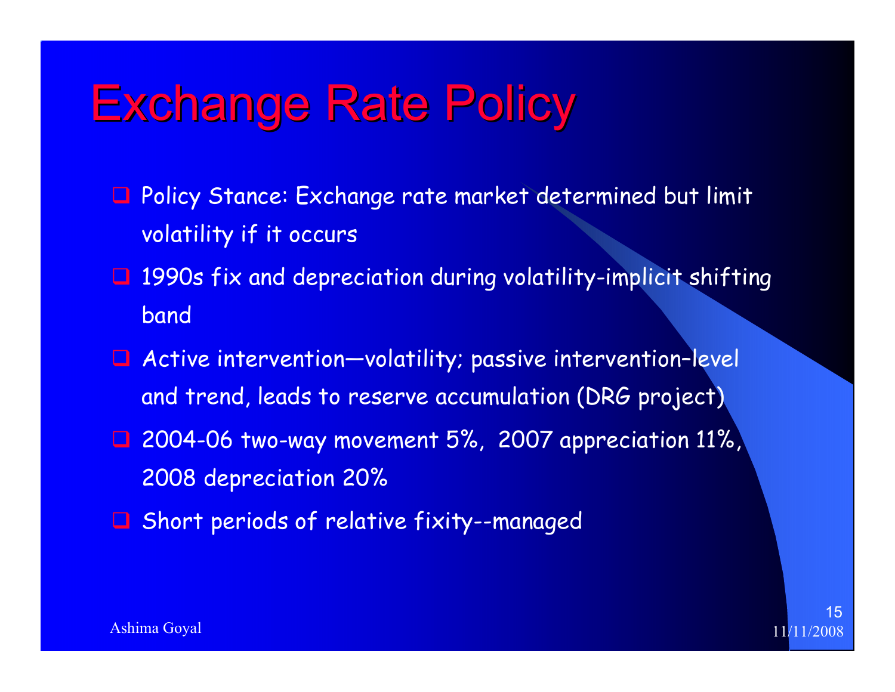# Exchange Rate Policy

- Policy Stance: Exchange rate market determined but limit volatility if it occurs
- 1990s fix and depreciation during volatility-implicit shifting band
- Active intervention—volatility; passive intervention–level and trend, leads to reserve accumulation (DRG project)
- 2004-06 two-way movement 5%, 2007 appreciation 11%, 2008 depreciation 20%
- Short periods of relative fixity--managed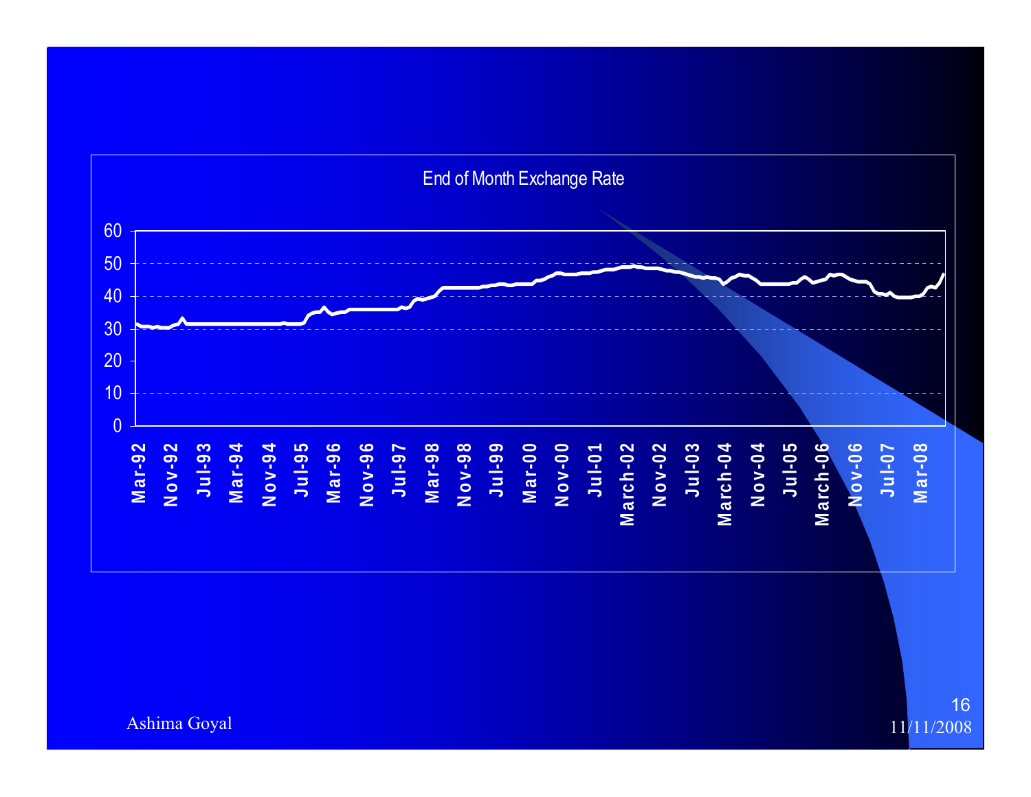End of Month Exchange Rate

Ashima Goyal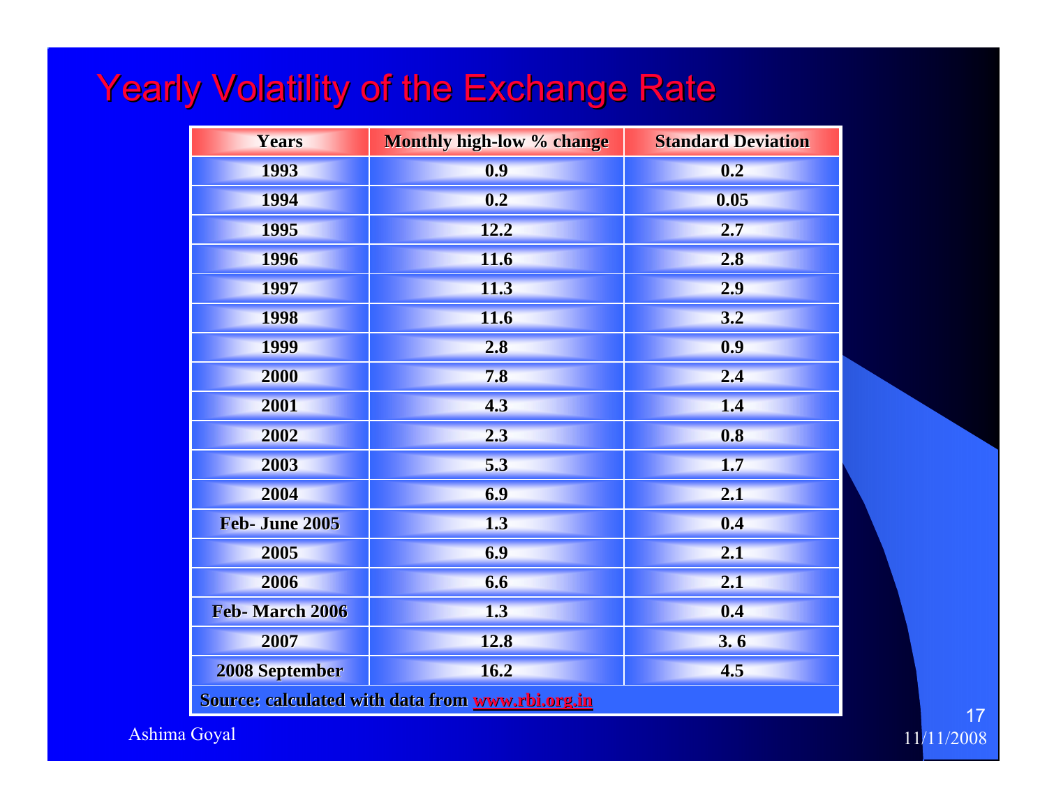# Yearly Volatility of the Exchange Rate

| Years | Monthly high-low % change | Standard Deviation |
|---|---|---|
| 1993 | 0.9 | 0.2 |
| 1994 | 0.2 | 0.05 |
| 1995 | 12.2 | 2.7 |
| 1996 | 11.6 | 2.8 |
| 1997 | 11.3 | 2.9 |
| 1998 | 11.6 | 3.2 |
| 1999 | 2.8 | 0.9 |
| 2000 | 7.8 | 2.4 |
| 2001 | 4.3 | 1.4 |
| 2002 | 2.3 | 0.8 |
| 2003 | 5.3 | 1.7 |
| 2004 | 6.9 | 2.1 |
| Feb- June 2005 | 1.3 | 0.4 |
| 2005 | 6.9 | 2.1 |
| 2006 | 6.6 | 2.1 |
| Feb- March 2006 | 1.3 | 0.4 |
| 2007 | 12.8 | 3. 6 |
| 2008 September | 16.2 | 4.5 |
| Source: calculated with data from www.rbi.org.in | | |

Ashima Goyal

11/11/2008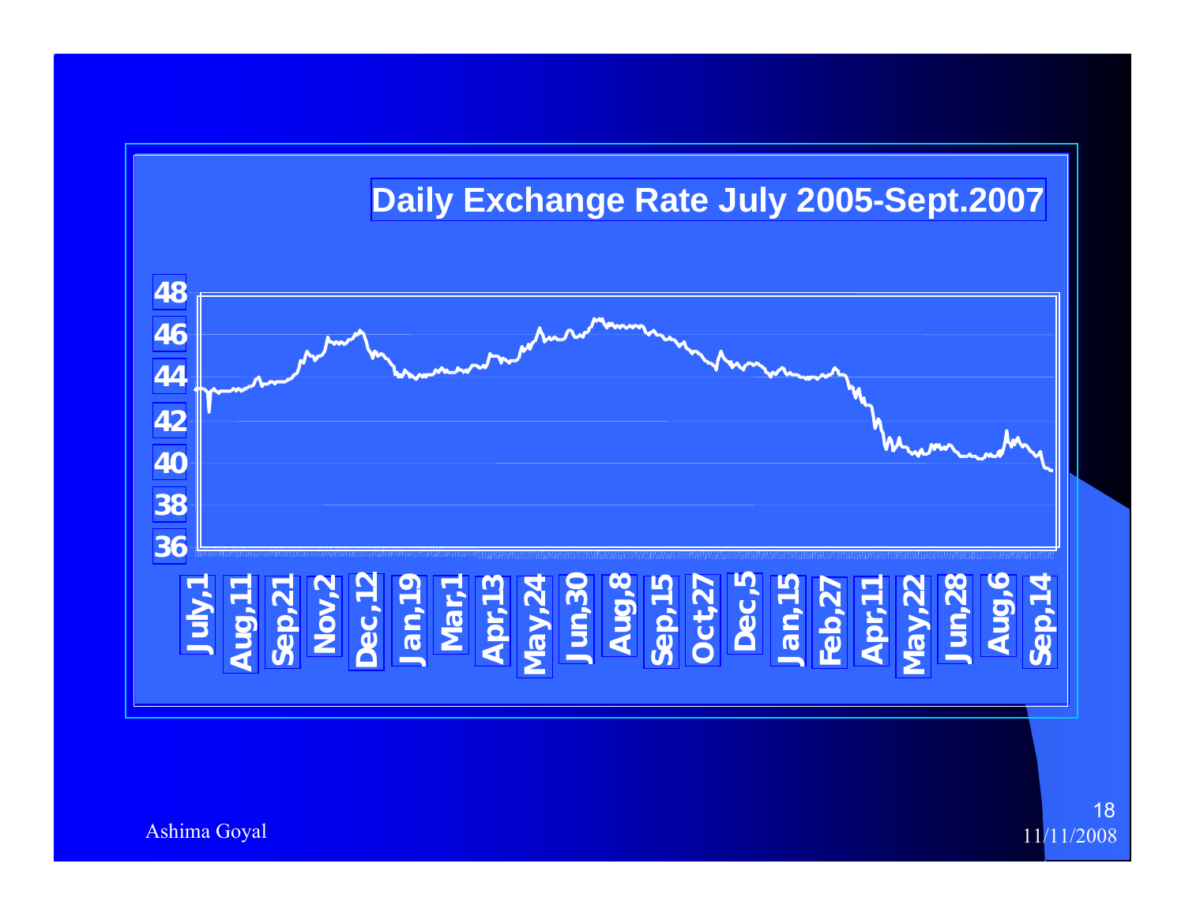## Daily Exchange Rate July 2005-Sept.2007

48
46
44
42
40
38
36

July,1 Aug,11 Sep,21 Nov,2 Dec,12 Jan,19 Mar,1 Apr,13 May,24 Jun,30 Aug,8 Sep,15 Oct,27 Dec,5 Jan,15 Feb,27 Apr,11 May,22 Jun,28 Aug,6 Sep,14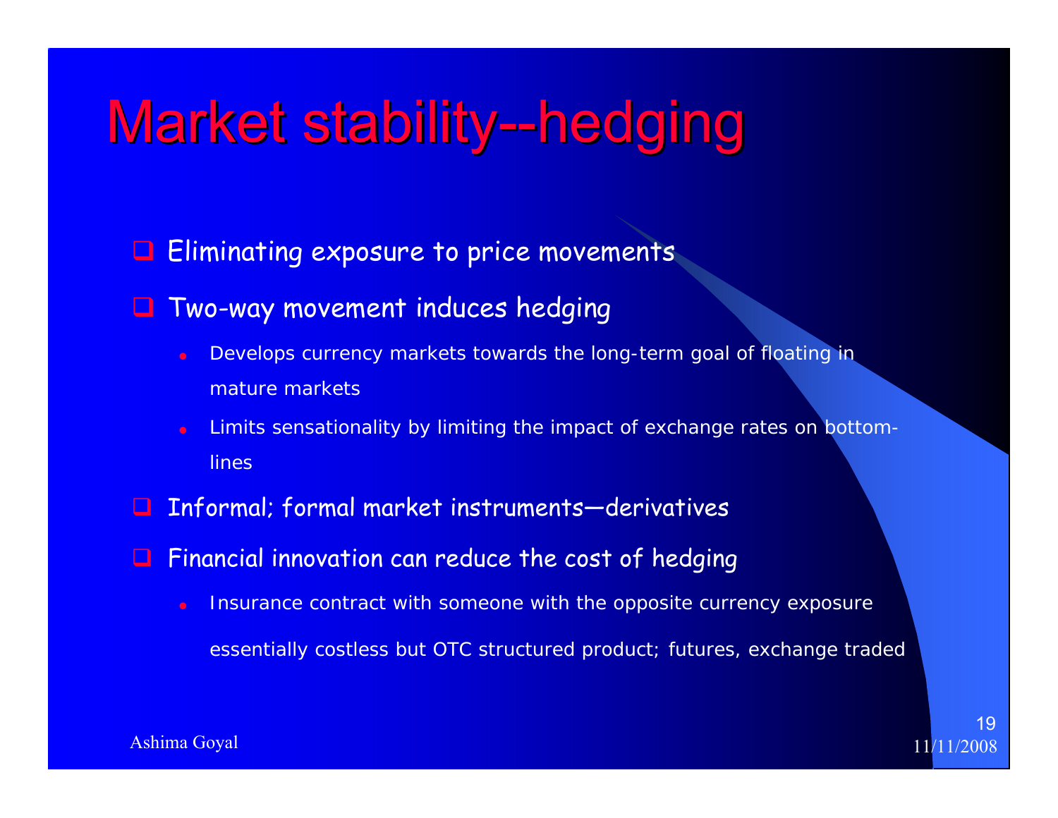# Market stability--hedging

- Eliminating exposure to price movements
- Two-way movement induces hedging
  - Develops currency markets towards the long-term goal of floating in mature markets
  - Limits sensationality by limiting the impact of exchange rates on bottom-lines
- Informal; formal market instruments—derivatives
- Financial innovation can reduce the cost of hedging
  - Insurance contract with someone with the opposite currency exposure

    essentially costless but OTC structured product; futures, exchange traded

Ashima Goyal

11/11/2008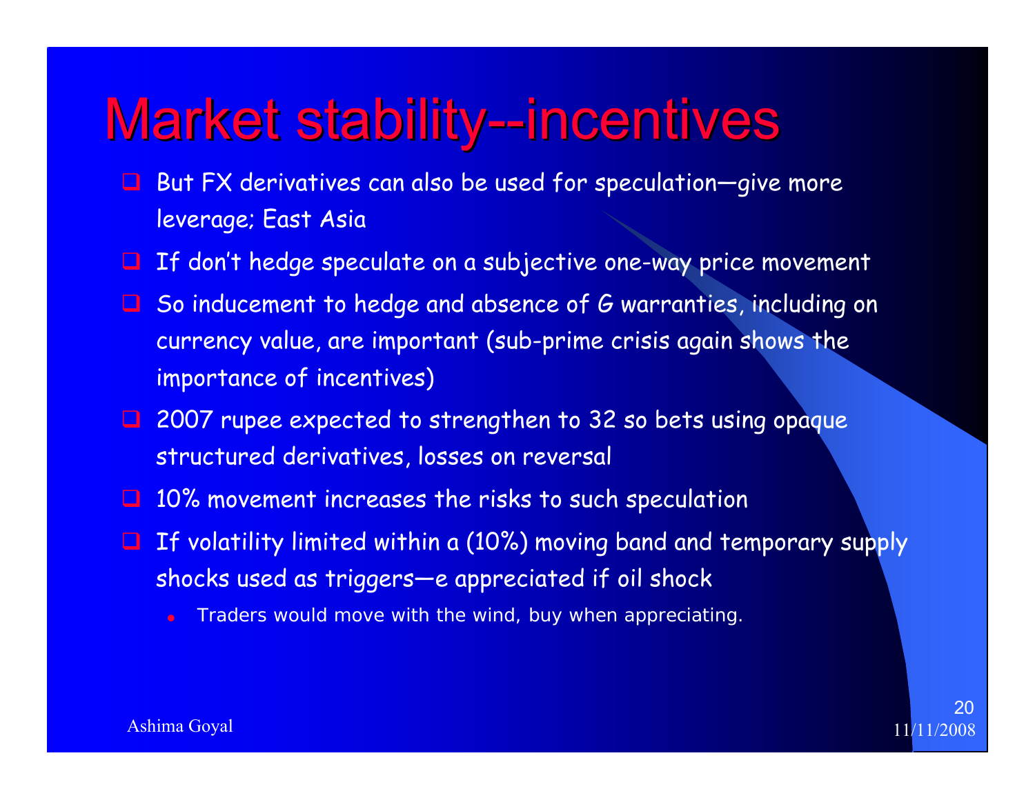# Market stability--incentives

- But FX derivatives can also be used for speculation—give more leverage; East Asia
- If don't hedge speculate on a subjective one-way price movement
- So inducement to hedge and absence of G warranties, including on currency value, are important (sub-prime crisis again shows the importance of incentives)
- 2007 rupee expected to strengthen to 32 so bets using opaque structured derivatives, losses on reversal
- 10% movement increases the risks to such speculation
- If volatility limited within a (10%) moving band and temporary supply shocks used as triggers—e appreciated if oil shock
  - Traders would move with the wind, buy when appreciating.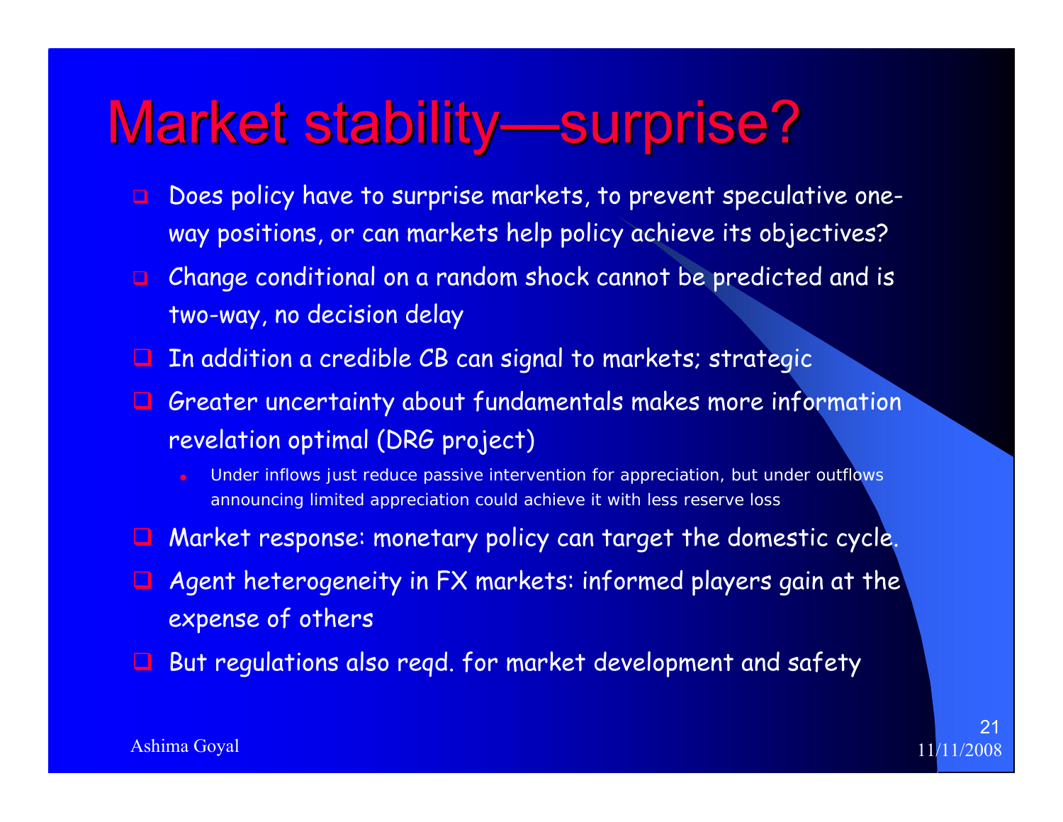# Market stability—surprise?

- Does policy have to surprise markets, to prevent speculative one-way positions, or can markets help policy achieve its objectives?
- Change conditional on a random shock cannot be predicted and is two-way, no decision delay
- In addition a credible CB can signal to markets; strategic
- Greater uncertainty about fundamentals makes more information revelation optimal (DRG project)
  - Under inflows just reduce passive intervention for appreciation, but under outflows announcing limited appreciation could achieve it with less reserve loss
- Market response: monetary policy can target the domestic cycle.
- Agent heterogeneity in FX markets: informed players gain at the expense of others
- But regulations also reqd. for market development and safety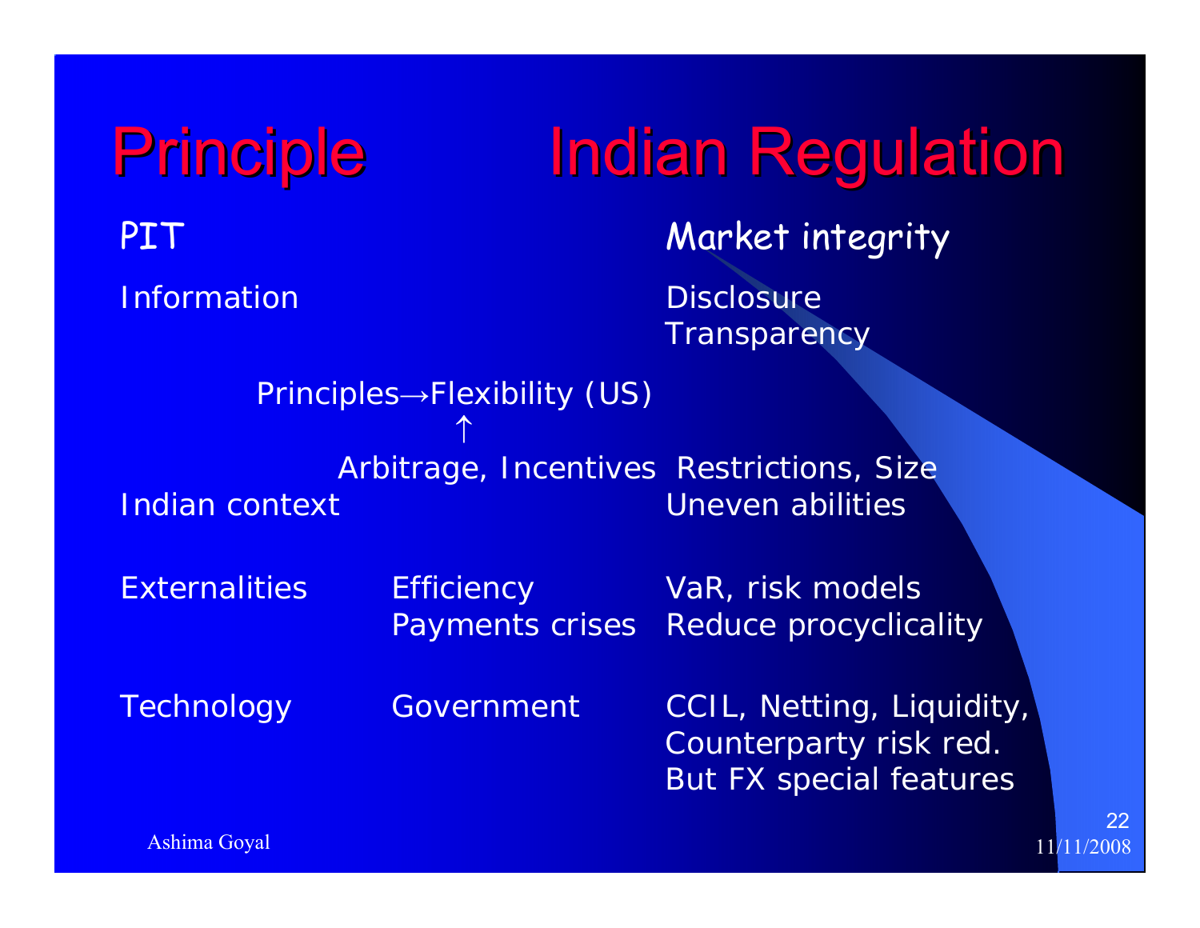# Principle Indian Regulation

| Principle | | Indian Regulation |
|---|---|---|
| PIT | | Market integrity |
| Information | | Disclosure<br>Transparency |

Principles→Flexibility (US)
↑
Arbitrage, Incentives Restrictions, Size

| | | |
|---|---|---|
| Indian context | | Uneven abilities |
| Externalities | Efficiency<br>Payments crises | VaR, risk models<br>Reduce procyclicality |
| Technology | Government | CCIL, Netting, Liquidity,<br>Counterparty risk red.<br>But FX special features |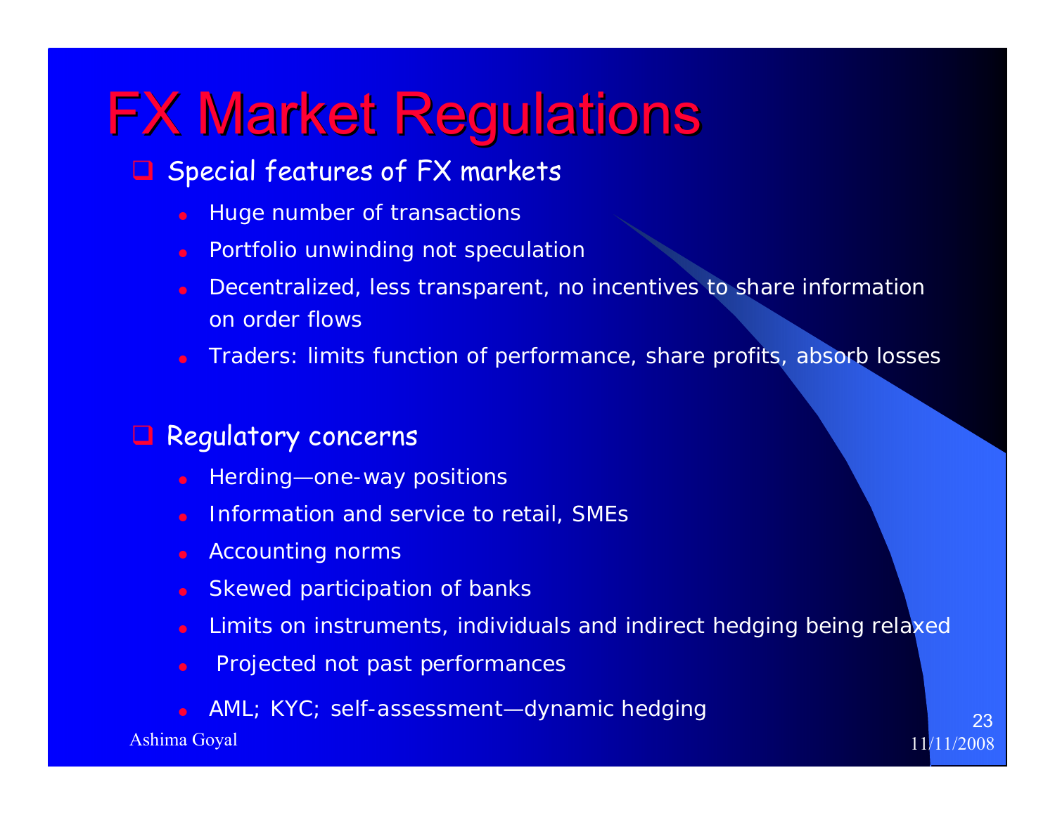# FX Market Regulations

- Special features of FX markets
  - Huge number of transactions
  - Portfolio unwinding not speculation
  - Decentralized, less transparent, no incentives to share information on order flows
  - Traders: limits function of performance, share profits, absorb losses

- Regulatory concerns
  - Herding—one-way positions
  - Information and service to retail, SMEs
  - Accounting norms
  - Skewed participation of banks
  - Limits on instruments, individuals and indirect hedging being relaxed
  - Projected not past performances
  - AML; KYC; self-assessment—dynamic hedging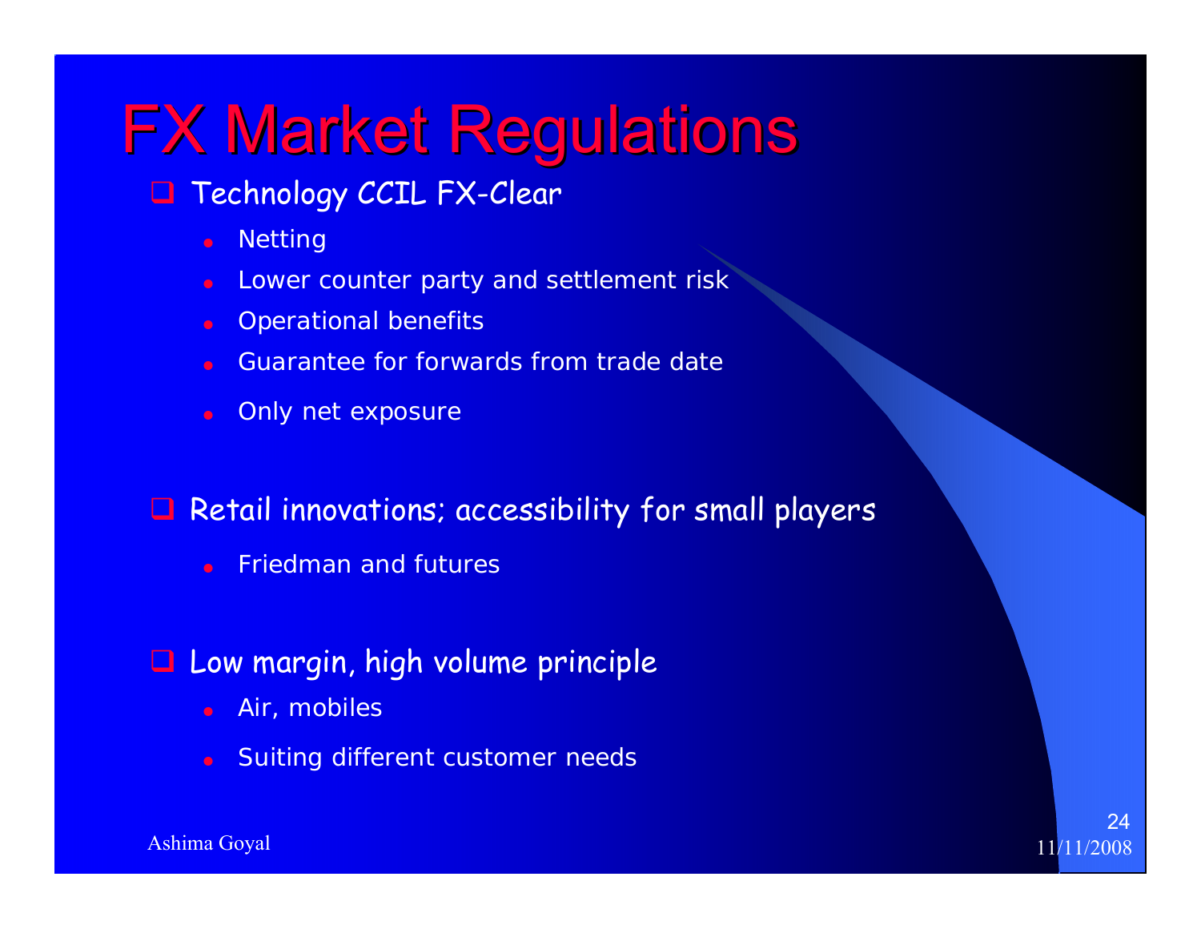# FX Market Regulations

- Technology CCIL FX-Clear
  - Netting
  - Lower counter party and settlement risk
  - Operational benefits
  - Guarantee for forwards from trade date
  - Only net exposure

- Retail innovations; accessibility for small players
  - Friedman and futures

- Low margin, high volume principle
  - Air, mobiles
  - Suiting different customer needs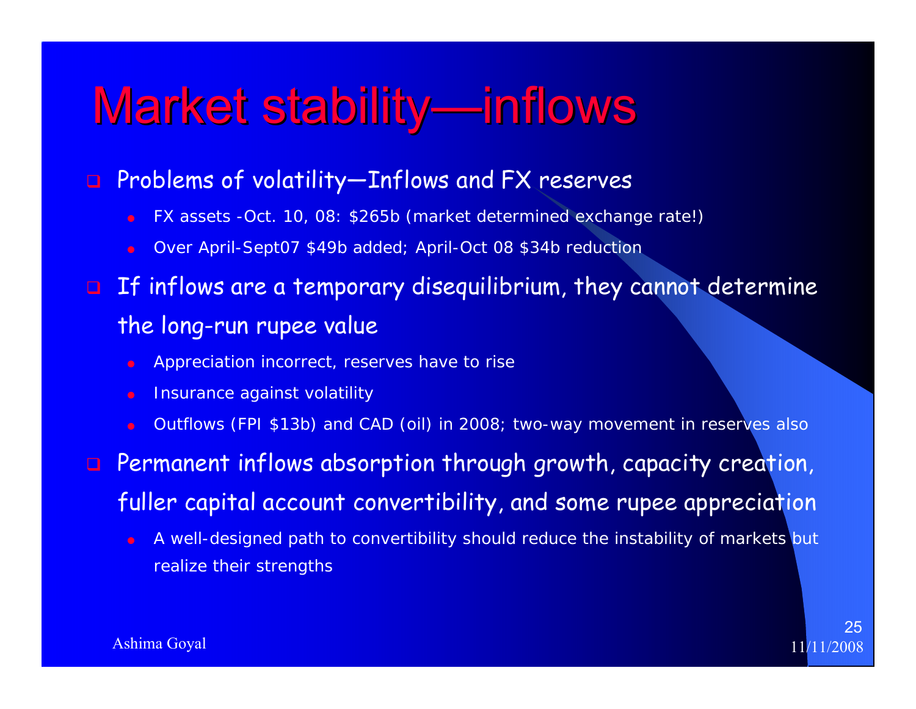# Market stability—inflows

- Problems of volatility—Inflows and FX reserves
  - FX assets -Oct. 10, 08: $265b (market determined exchange rate!)
  - Over April-Sept07 $49b added; April-Oct 08 $34b reduction
- If inflows are a temporary disequilibrium, they cannot determine the long-run rupee value
  - Appreciation incorrect, reserves have to rise
  - Insurance against volatility
  - Outflows (FPI $13b) and CAD (oil) in 2008; two-way movement in reserves also
- Permanent inflows absorption through growth, capacity creation, fuller capital account convertibility, and some rupee appreciation
  - A well-designed path to convertibility should reduce the instability of markets but realize their strengths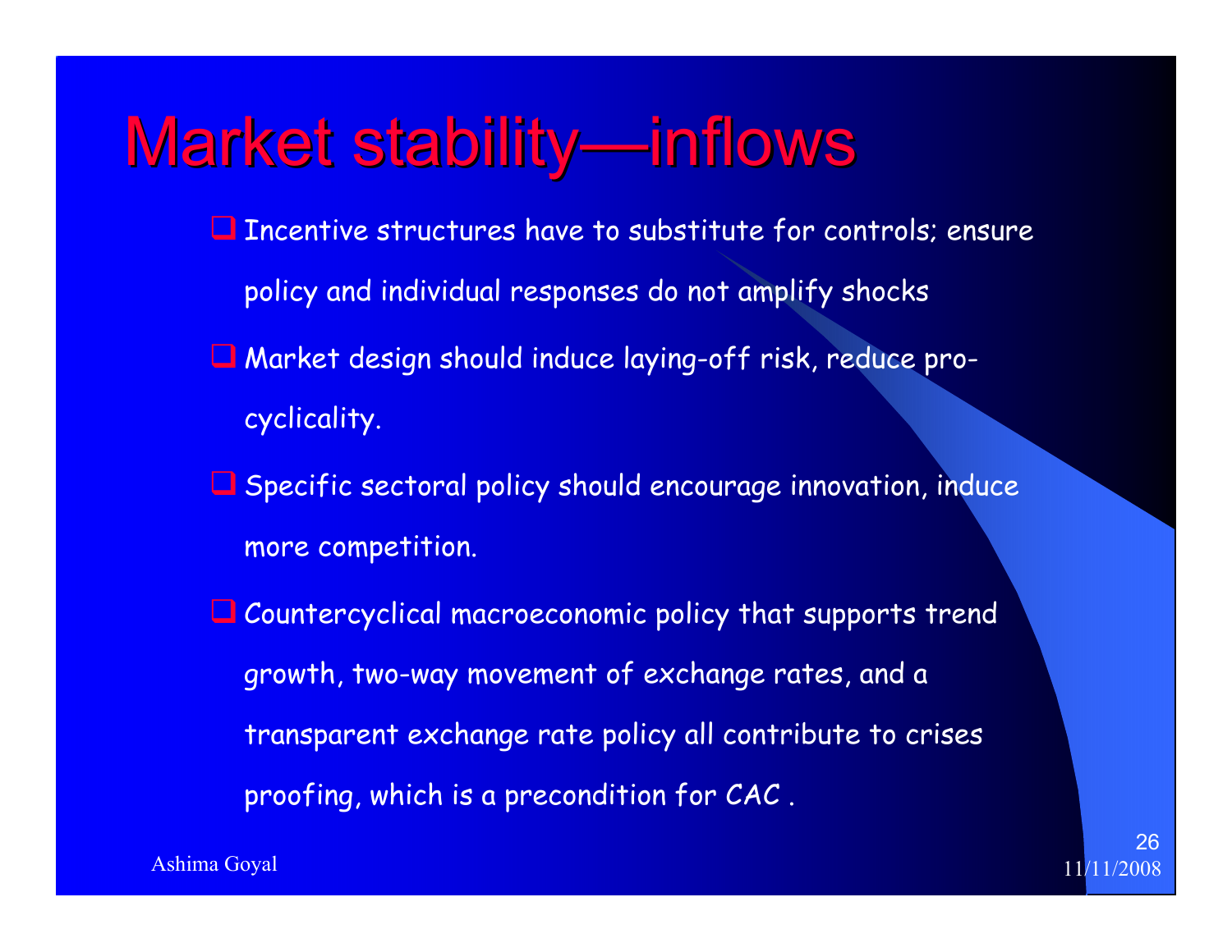# Market stability—inflows

- Incentive structures have to substitute for controls; ensure policy and individual responses do not amplify shocks
- Market design should induce laying-off risk, reduce pro-cyclicality.
- Specific sectoral policy should encourage innovation, induce more competition.
- Countercyclical macroeconomic policy that supports trend growth, two-way movement of exchange rates, and a transparent exchange rate policy all contribute to crises proofing, which is a precondition for CAC .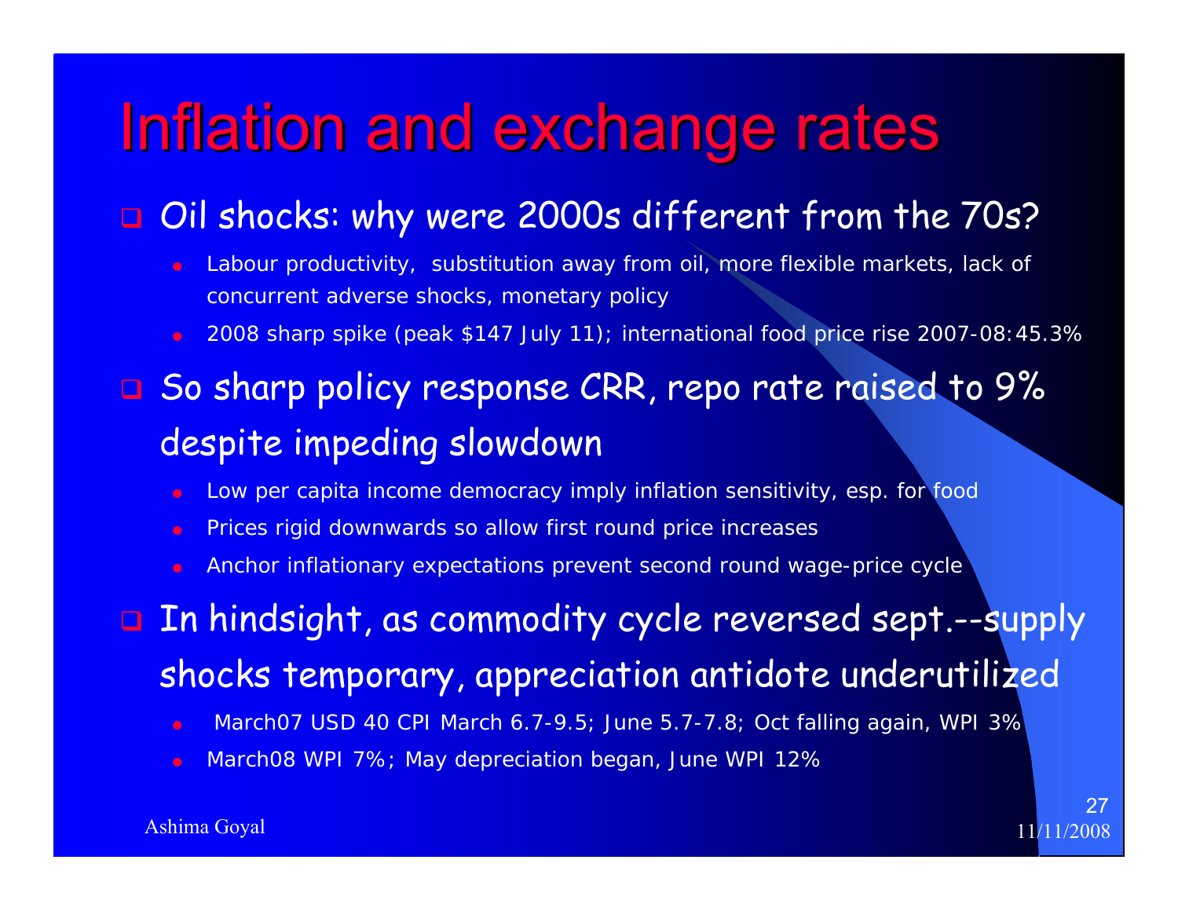# Inflation and exchange rates

- Oil shocks: why were 2000s different from the 70s?
  - Labour productivity, substitution away from oil, more flexible markets, lack of concurrent adverse shocks, monetary policy
  - 2008 sharp spike (peak $147 July 11); international food price rise 2007-08:45.3%
- So sharp policy response CRR, repo rate raised to 9% despite impeding slowdown
  - Low per capita income democracy imply inflation sensitivity, esp. for food
  - Prices rigid downwards so allow first round price increases
  - Anchor inflationary expectations prevent second round wage-price cycle
- In hindsight, as commodity cycle reversed sept.--supply shocks temporary, appreciation antidote underutilized
  - March07 USD 40 CPI March 6.7-9.5; June 5.7-7.8; Oct falling again, WPI 3%
  - March08 WPI 7%; May depreciation began, June WPI 12%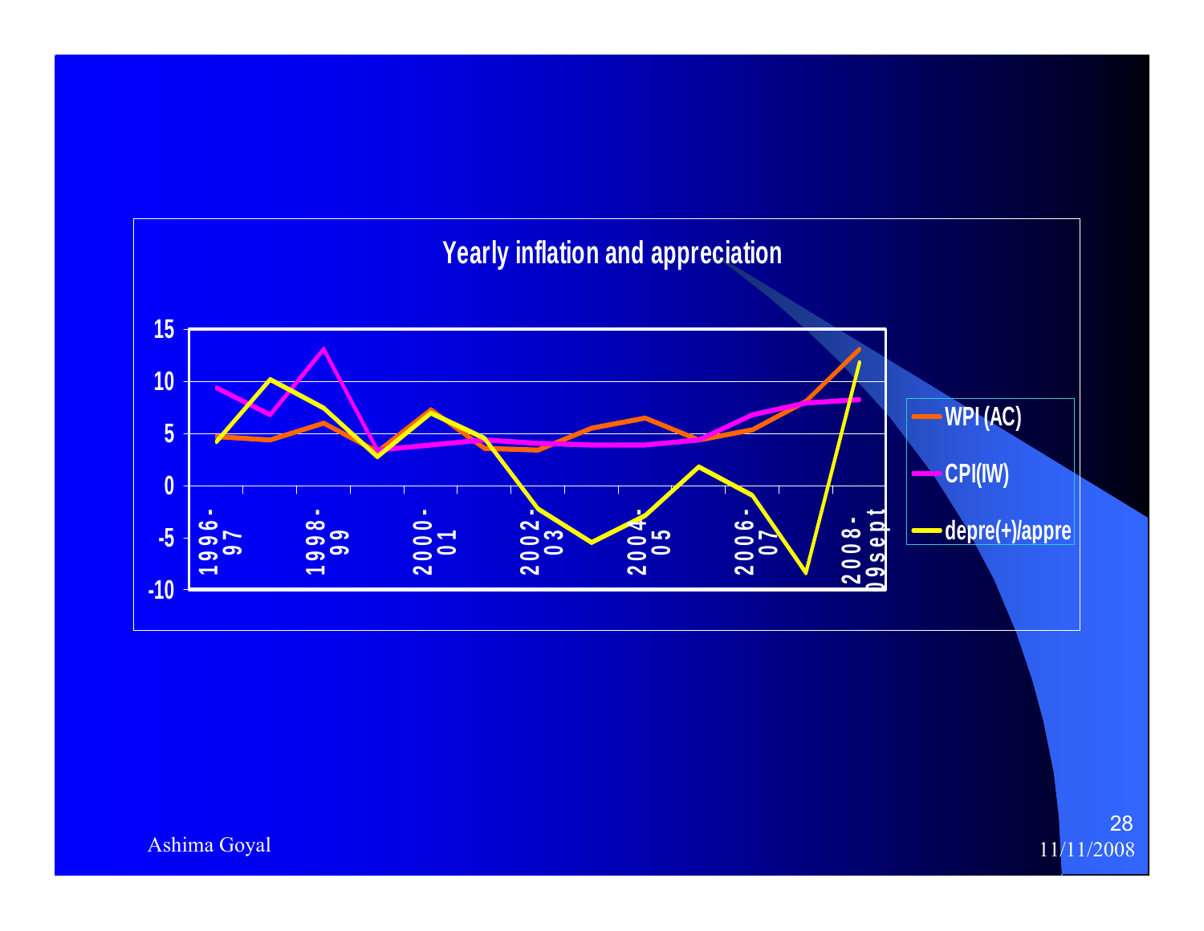## Yearly inflation and appreciation

15
10
5
0
-5
-10

1996-97 | 1998-99 | 2000-01 | 2002-03 | 2004-05 | 2006-07 | 2008-09sept

WPI (AC)
CPI(IW)
depre(+)/appre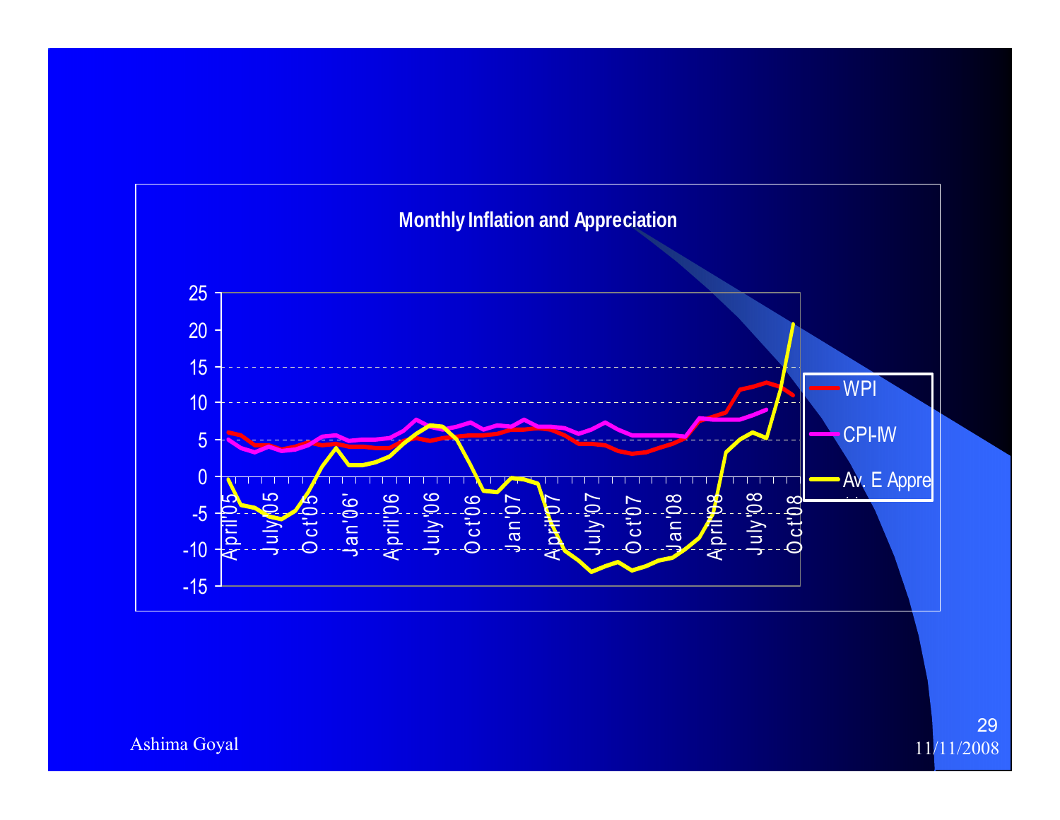**Monthly Inflation and Appreciation**

25
20
15
10
5
0
-5
-10
-15

April'05 July'05 Oct'05 Jan'06' April'06 July'06 Oct'06 Jan'07 April'07 July'07 Oct'07 Jan'08 April'08 July'08 Oct'08

WPI
CPI-IW
Av. E Appre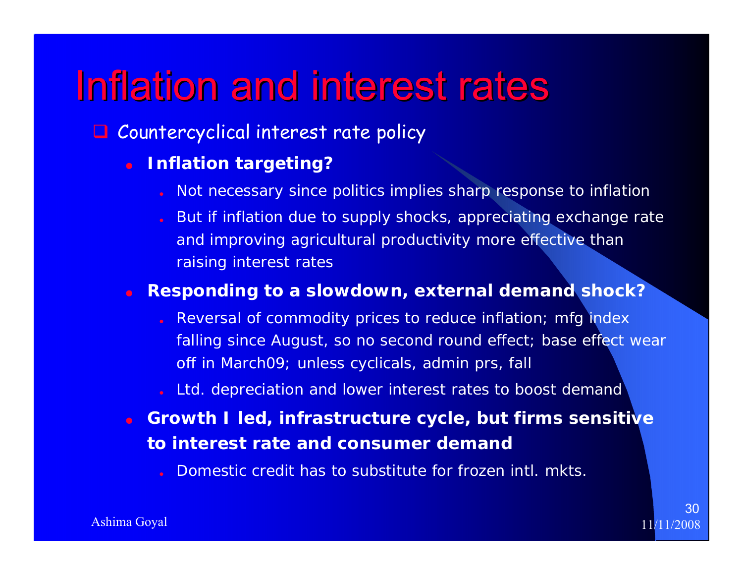# Inflation and interest rates

- Countercyclical interest rate policy
  - **Inflation targeting?**
    - Not necessary since politics implies sharp response to inflation
    - But if inflation due to supply shocks, appreciating exchange rate and improving agricultural productivity more effective than raising interest rates
  - **Responding to a slowdown, external demand shock?**
    - Reversal of commodity prices to reduce inflation; mfg index falling since August, so no second round effect; base effect wear off in March09; unless cyclicals, admin prs, fall
    - Ltd. depreciation and lower interest rates to boost demand
  - **Growth I led, infrastructure cycle, but firms sensitive to interest rate and consumer demand**
    - Domestic credit has to substitute for frozen intl. mkts.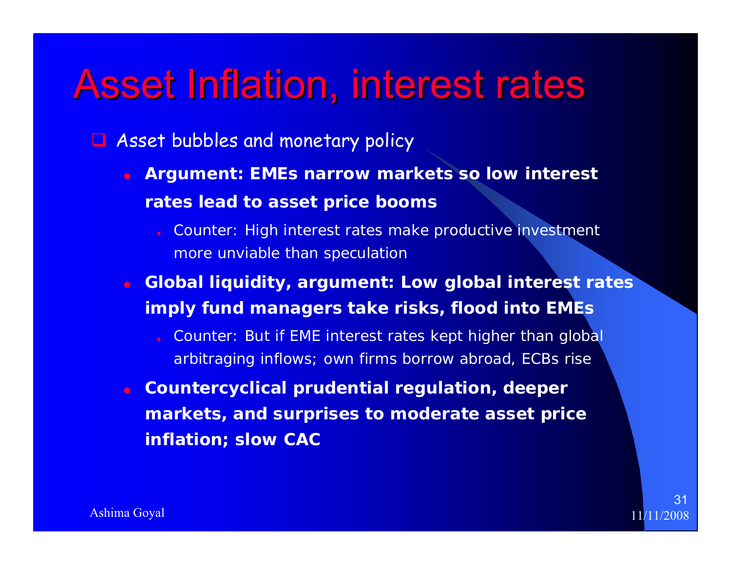# Asset Inflation, interest rates

- Asset bubbles and monetary policy
  - **Argument: EMEs narrow markets so low interest rates lead to asset price booms**
    - Counter: High interest rates make productive investment more unviable than speculation
  - **Global liquidity, argument: Low global interest rates imply fund managers take risks, flood into EMEs**
    - Counter: But if EME interest rates kept higher than global arbitraging inflows; own firms borrow abroad, ECBs rise
  - **Countercyclical prudential regulation, deeper markets, and surprises to moderate asset price inflation; slow CAC**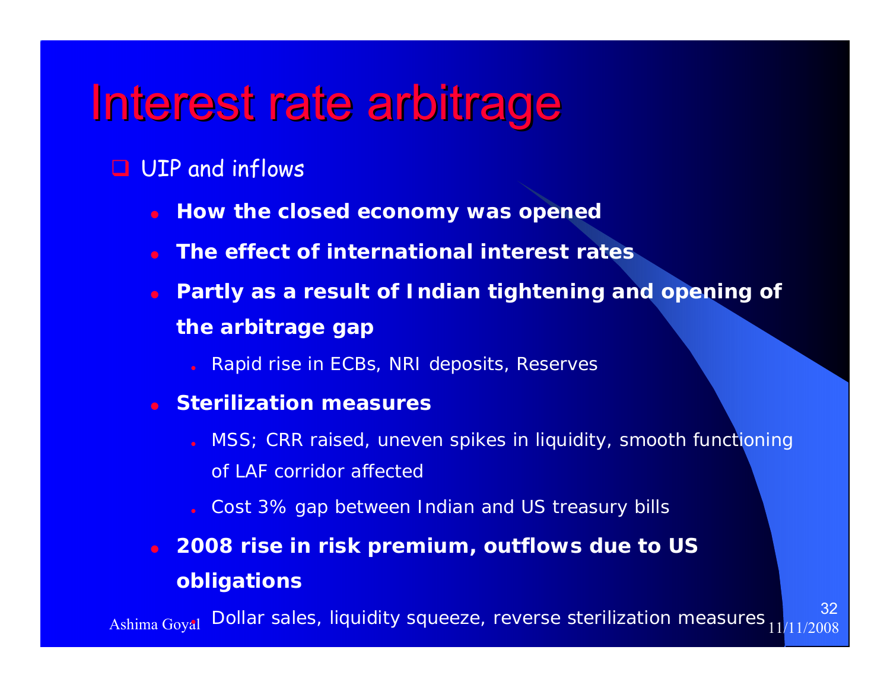# Interest rate arbitrage

- UIP and inflows
  - **How the closed economy was opened**
  - **The effect of international interest rates**
  - **Partly as a result of Indian tightening and opening of the arbitrage gap**
    - Rapid rise in ECBs, NRI deposits, Reserves
  - **Sterilization measures**
    - MSS; CRR raised, uneven spikes in liquidity, smooth functioning of LAF corridor affected
    - Cost 3% gap between Indian and US treasury bills
  - **2008 rise in risk premium, outflows due to US obligations**
    - Dollar sales, liquidity squeeze, reverse sterilization measures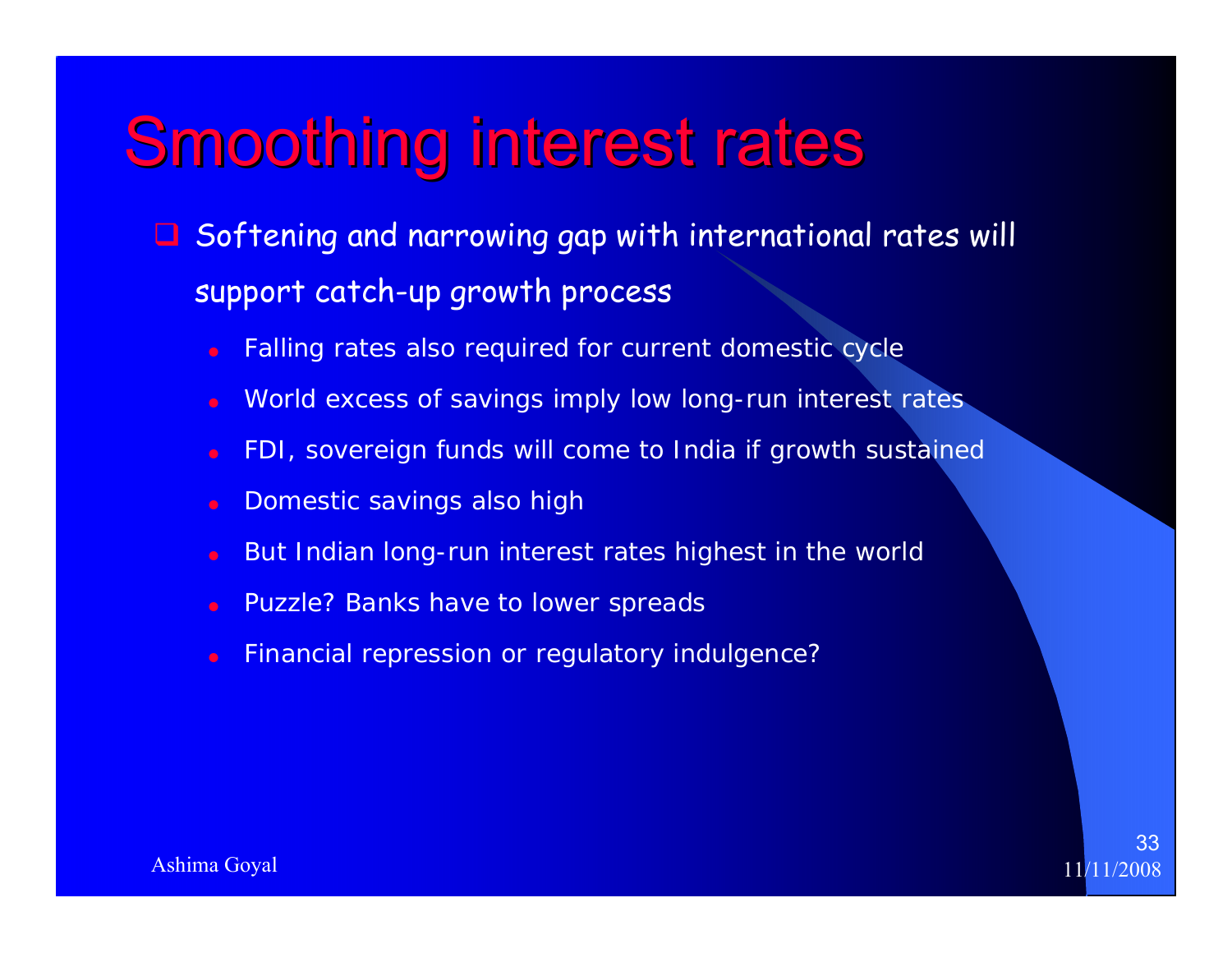# Smoothing interest rates

- Softening and narrowing gap with international rates will support catch-up growth process
  - Falling rates also required for current domestic cycle
  - World excess of savings imply low long-run interest rates
  - FDI, sovereign funds will come to India if growth sustained
  - Domestic savings also high
  - But Indian long-run interest rates highest in the world
  - Puzzle? Banks have to lower spreads
  - Financial repression or regulatory indulgence?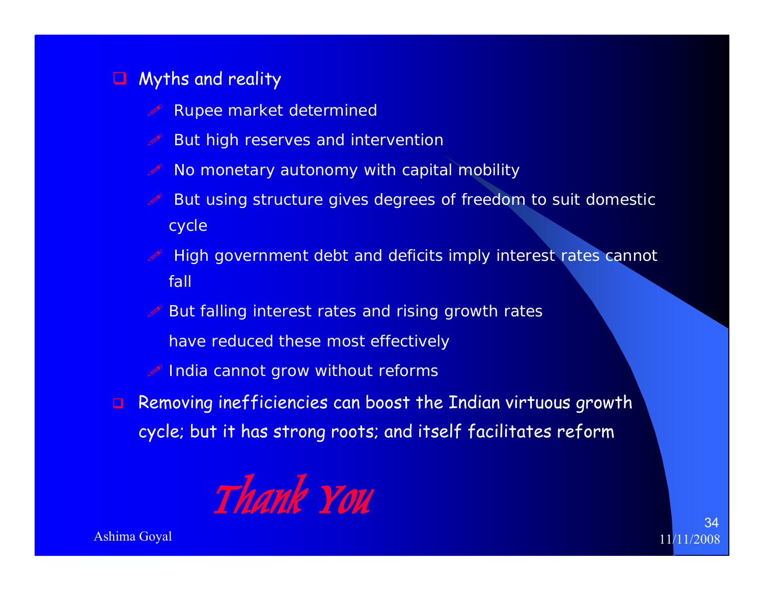- Myths and reality
  - Rupee market determined
  - But high reserves and intervention
  - No monetary autonomy with capital mobility
  - But using structure gives degrees of freedom to suit domestic cycle
  - High government debt and deficits imply interest rates cannot fall
  - But falling interest rates and rising growth rates have reduced these most effectively
  - India cannot grow without reforms
- Removing inefficiencies can boost the Indian virtuous growth cycle; but it has strong roots; and itself facilitates reform

*Thank You*

Ashima Goyal

11/11/2008